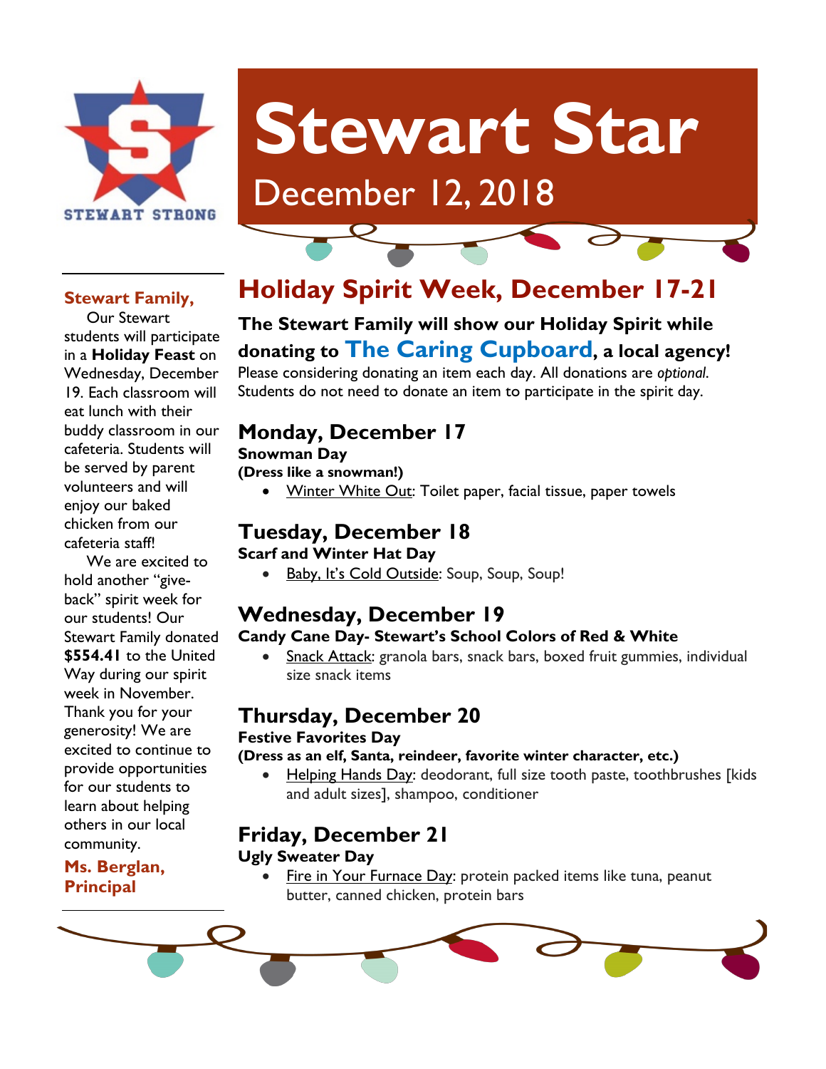STEWART STRONG

# Stewart Star

December 12, 2018

**Stewart Family,**

Our Stewart students will participate in a **Holiday Feast** on Wednesday, December 19. Each classroom will eat lunch with their buddy classroom in our cafeteria. Students will be served by parent volunteers and will enjoy our baked chicken from our cafeteria staff!

We are excited to hold another "give-back" spirit week for our students! Our Stewart Family donated **$554.41** to the United Way during our spirit week in November. Thank you for your generosity! We are excited to continue to provide opportunities for our students to learn about helping others in our local community.

**Ms. Berglan, Principal**

## Holiday Spirit Week, December 17-21

**The Stewart Family will show our Holiday Spirit while donating to The Caring Cupboard, a local agency!**

Please considering donating an item each day. All donations are *optional*. Students do not need to donate an item to participate in the spirit day.

### Monday, December 17

**Snowman Day**

**(Dress like a snowman!)**

- Winter White Out: Toilet paper, facial tissue, paper towels

### Tuesday, December 18

**Scarf and Winter Hat Day**

- Baby, It's Cold Outside: Soup, Soup, Soup!

### Wednesday, December 19

**Candy Cane Day- Stewart's School Colors of Red & White**

- Snack Attack: granola bars, snack bars, boxed fruit gummies, individual size snack items

### Thursday, December 20

**Festive Favorites Day**

**(Dress as an elf, Santa, reindeer, favorite winter character, etc.)**

- Helping Hands Day: deodorant, full size tooth paste, toothbrushes [kids and adult sizes], shampoo, conditioner

### Friday, December 21

**Ugly Sweater Day**

- Fire in Your Furnace Day: protein packed items like tuna, peanut butter, canned chicken, protein bars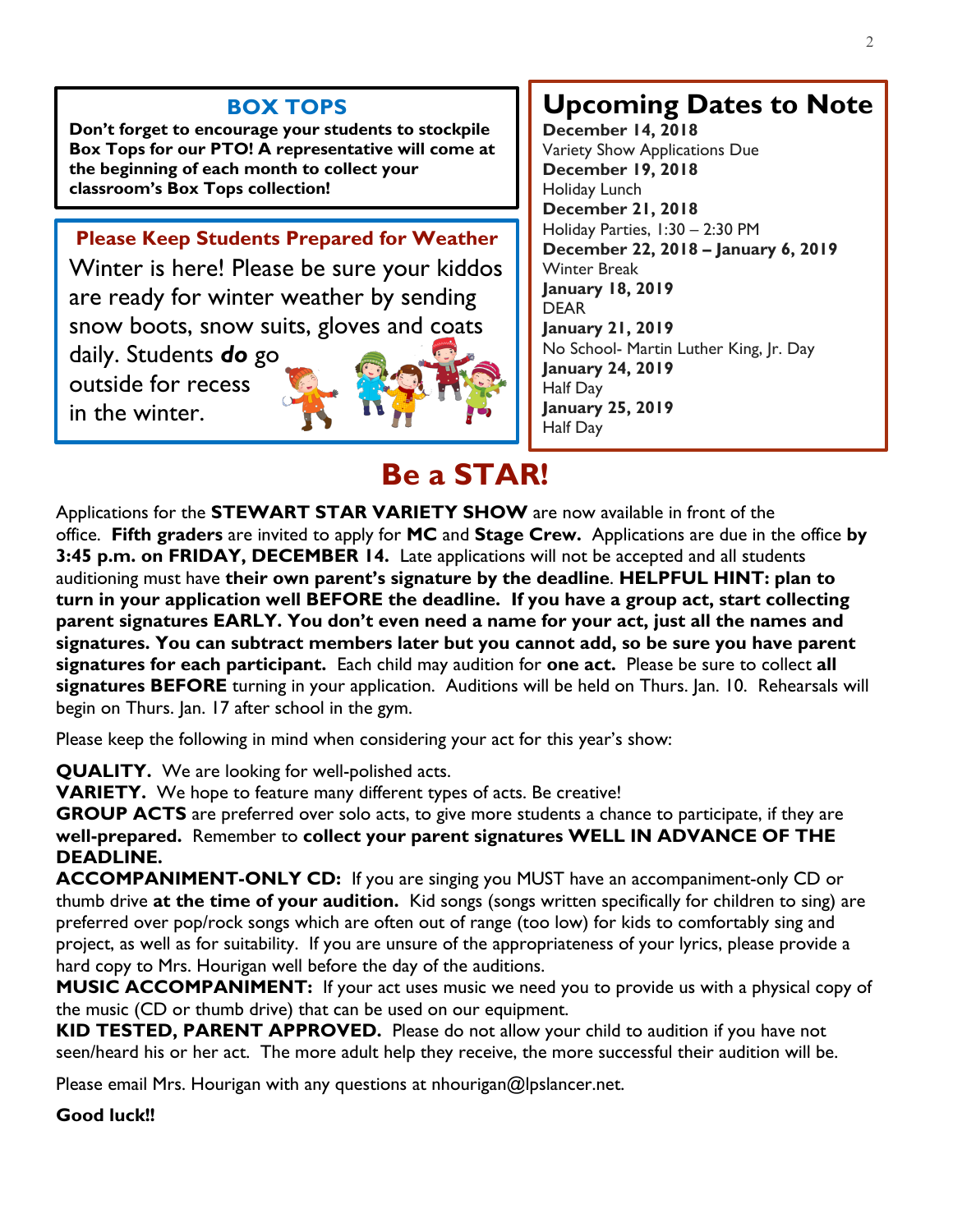## BOX TOPS

**Don't forget to encourage your students to stockpile Box Tops for our PTO! A representative will come at the beginning of each month to collect your classroom's Box Tops collection!**

## Please Keep Students Prepared for Weather

Winter is here! Please be sure your kiddos are ready for winter weather by sending snow boots, snow suits, gloves and coats daily. Students ***do*** go outside for recess in the winter.

## Upcoming Dates to Note

**December 14, 2018**
Variety Show Applications Due

**December 19, 2018**
Holiday Lunch

**December 21, 2018**
Holiday Parties, 1:30 – 2:30 PM

**December 22, 2018 – January 6, 2019**
Winter Break

**January 18, 2019**
DEAR

**January 21, 2019**
No School- Martin Luther King, Jr. Day

**January 24, 2019**
Half Day

**January 25, 2019**
Half Day

# Be a STAR!

Applications for the **STEWART STAR VARIETY SHOW** are now available in front of the office. **Fifth graders** are invited to apply for **MC** and **Stage Crew.** Applications are due in the office **by 3:45 p.m. on FRIDAY, DECEMBER 14.** Late applications will not be accepted and all students auditioning must have **their own parent's signature by the deadline**. **HELPFUL HINT: plan to turn in your application well BEFORE the deadline. If you have a group act, start collecting parent signatures EARLY. You don't even need a name for your act, just all the names and signatures. You can subtract members later but you cannot add, so be sure you have parent signatures for each participant.** Each child may audition for **one act.** Please be sure to collect **all signatures BEFORE** turning in your application. Auditions will be held on Thurs. Jan. 10. Rehearsals will begin on Thurs. Jan. 17 after school in the gym.

Please keep the following in mind when considering your act for this year's show:

**QUALITY.** We are looking for well-polished acts.
**VARIETY.** We hope to feature many different types of acts. Be creative!
**GROUP ACTS** are preferred over solo acts, to give more students a chance to participate, if they are **well-prepared.** Remember to **collect your parent signatures WELL IN ADVANCE OF THE DEADLINE.**
**ACCOMPANIMENT-ONLY CD:** If you are singing you MUST have an accompaniment-only CD or thumb drive **at the time of your audition.** Kid songs (songs written specifically for children to sing) are preferred over pop/rock songs which are often out of range (too low) for kids to comfortably sing and project, as well as for suitability. If you are unsure of the appropriateness of your lyrics, please provide a hard copy to Mrs. Hourigan well before the day of the auditions.
**MUSIC ACCOMPANIMENT:** If your act uses music we need you to provide us with a physical copy of the music (CD or thumb drive) that can be used on our equipment.
**KID TESTED, PARENT APPROVED.** Please do not allow your child to audition if you have not seen/heard his or her act. The more adult help they receive, the more successful their audition will be.

Please email Mrs. Hourigan with any questions at nhourigan@lpslancer.net.

**Good luck!!**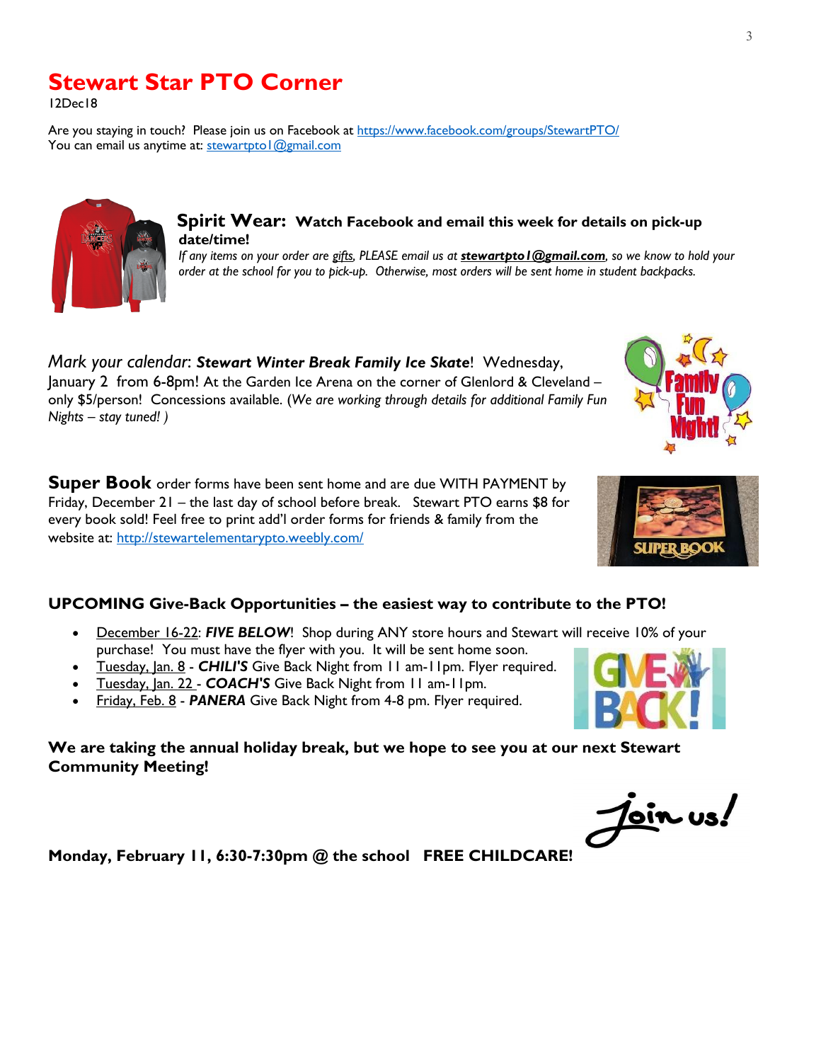# Stewart Star PTO Corner

12Dec18

Are you staying in touch? Please join us on Facebook at https://www.facebook.com/groups/StewartPTO/
You can email us anytime at: stewartpto1@gmail.com

**Spirit Wear: Watch Facebook and email this week for details on pick-up date/time!**
*If any items on your order are gifts, PLEASE email us at **stewartpto1@gmail.com**, so we know to hold your order at the school for you to pick-up. Otherwise, most orders will be sent home in student backpacks.*

*Mark your calendar*: ***Stewart Winter Break Family Ice Skate***! Wednesday, January 2 from 6-8pm! At the Garden Ice Arena on the corner of Glenlord & Cleveland – only $5/person! Concessions available. (*We are working through details for additional Family Fun Nights – stay tuned!* )

**Super Book** order forms have been sent home and are due WITH PAYMENT by Friday, December 21 – the last day of school before break. Stewart PTO earns $8 for every book sold! Feel free to print add'l order forms for friends & family from the website at: http://stewartelementarypto.weebly.com/

**UPCOMING Give-Back Opportunities – the easiest way to contribute to the PTO!**

- December 16-22: ***FIVE BELOW***! Shop during ANY store hours and Stewart will receive 10% of your purchase! You must have the flyer with you. It will be sent home soon.
- Tuesday, Jan. 8 - ***CHILI'S*** Give Back Night from 11 am-11pm. Flyer required.
- Tuesday, Jan. 22 - ***COACH'S*** Give Back Night from 11 am-11pm.
- Friday, Feb. 8 - ***PANERA*** Give Back Night from 4-8 pm. Flyer required.

**We are taking the annual holiday break, but we hope to see you at our next Stewart Community Meeting!**

Join us!

**Monday, February 11, 6:30-7:30pm @ the school FREE CHILDCARE!**